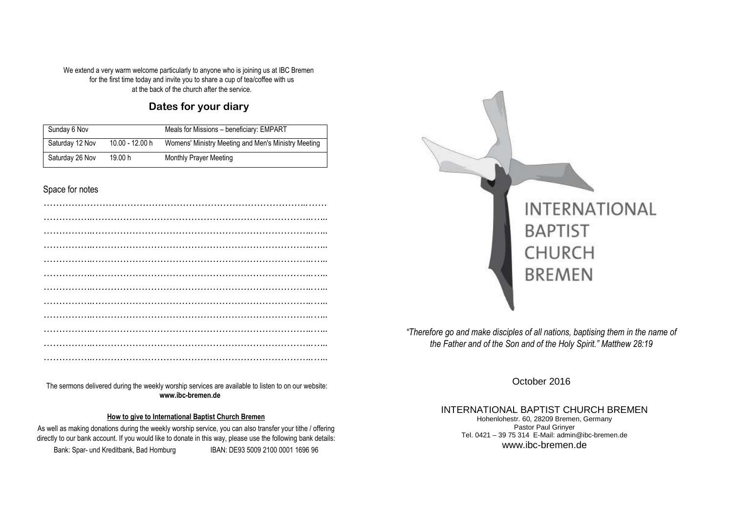We extend a very warm welcome particularly to anyone who is joining us at IBC Bremen for the first time today and invite you to share a cup of tea/coffee with us at the back of the church after the service.

## Dates for your diary

| Sunday 6 Nov | | Meals for Missions – beneficiary: EMPART |
|---|---|---|
| Saturday 12 Nov | 10.00 - 12.00 h | Womens' Ministry Meeting and Men's Ministry Meeting |
| Saturday 26 Nov | 19.00 h | Monthly Prayer Meeting |

Space for notes

………………………………………………………………………………………
………………………………………………………………………………………
………………………………………………………………………………………
………………………………………………………………………………………
………………………………………………………………………………………
………………………………………………………………………………………
………………………………………………………………………………………
………………………………………………………………………………………
………………………………………………………………………………………
………………………………………………………………………………………
………………………………………………………………………………………
………………………………………………………………………………………

The sermons delivered during the weekly worship services are available to listen to on our website: **www.ibc-bremen.de**

**How to give to International Baptist Church Bremen**

As well as making donations during the weekly worship service, you can also transfer your tithe / offering directly to our bank account. If you would like to donate in this way, please use the following bank details:

Bank: Spar- und Kreditbank, Bad Homburg    IBAN: DE93 5009 2100 0001 1696 96

# INTERNATIONAL BAPTIST CHURCH BREMEN

*"Therefore go and make disciples of all nations, baptising them in the name of the Father and of the Son and of the Holy Spirit." Matthew 28:19*

October 2016

INTERNATIONAL BAPTIST CHURCH BREMEN
Hohenlohestr. 60, 28209 Bremen, Germany
Pastor Paul Grinyer
Tel. 0421 – 39 75 314 E-Mail: admin@ibc-bremen.de
www.ibc-bremen.de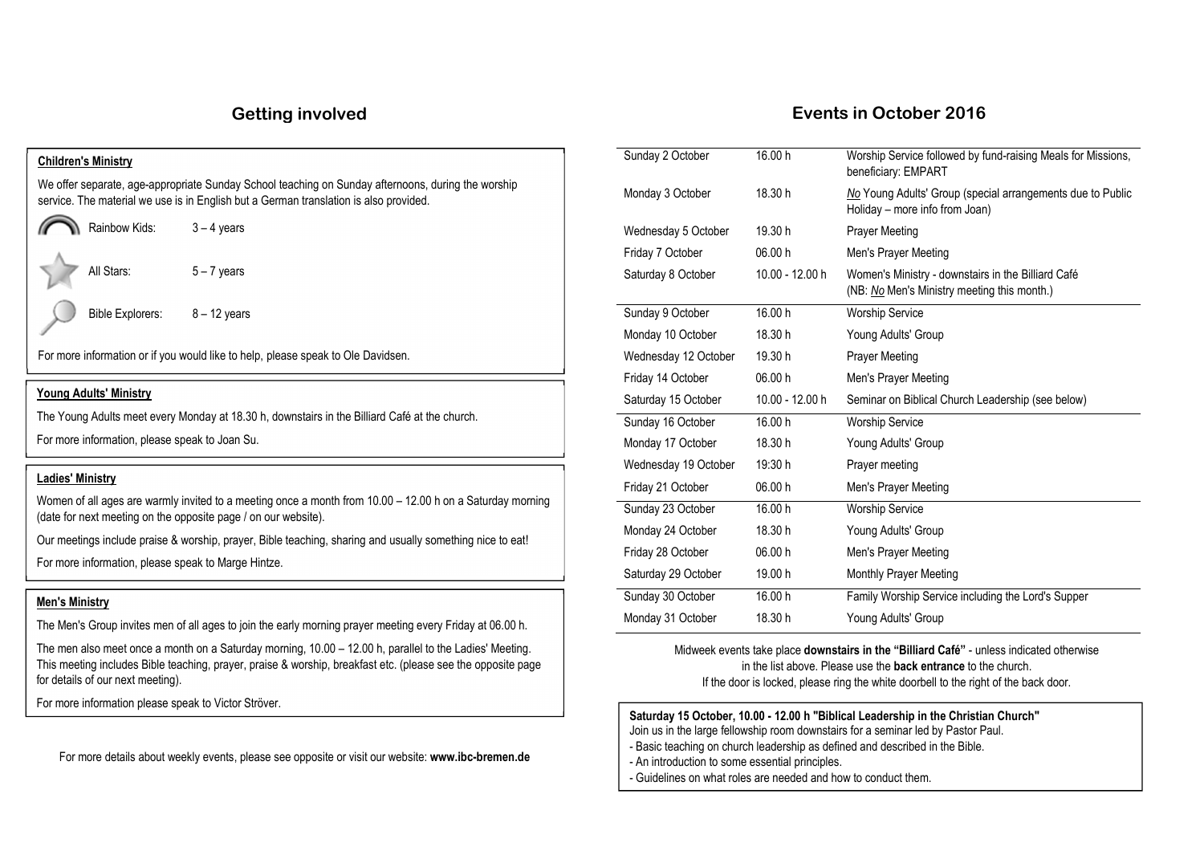## Getting involved

**Children's Ministry**

We offer separate, age-appropriate Sunday School teaching on Sunday afternoons, during the worship service. The material we use is in English but a German translation is also provided.

| | |
|---|---|
| Rainbow Kids: | 3 – 4 years |
| All Stars: | 5 – 7 years |
| Bible Explorers: | 8 – 12 years |

For more information or if you would like to help, please speak to Ole Davidsen.

**Young Adults' Ministry**

The Young Adults meet every Monday at 18.30 h, downstairs in the Billiard Café at the church.

For more information, please speak to Joan Su.

**Ladies' Ministry**

Women of all ages are warmly invited to a meeting once a month from 10.00 – 12.00 h on a Saturday morning (date for next meeting on the opposite page / on our website).

Our meetings include praise & worship, prayer, Bible teaching, sharing and usually something nice to eat!

For more information, please speak to Marge Hintze.

**Men's Ministry**

The Men's Group invites men of all ages to join the early morning prayer meeting every Friday at 06.00 h.

The men also meet once a month on a Saturday morning, 10.00 – 12.00 h, parallel to the Ladies' Meeting. This meeting includes Bible teaching, prayer, praise & worship, breakfast etc. (please see the opposite page for details of our next meeting).

For more information please speak to Victor Ströver.

For more details about weekly events, please see opposite or visit our website: **www.ibc-bremen.de**

## Events in October 2016

| | | |
|---|---|---|
| Sunday 2 October | 16.00 h | Worship Service followed by fund-raising Meals for Missions, beneficiary: EMPART |
| Monday 3 October | 18.30 h | *No* Young Adults' Group (special arrangements due to Public Holiday – more info from Joan) |
| Wednesday 5 October | 19.30 h | Prayer Meeting |
| Friday 7 October | 06.00 h | Men's Prayer Meeting |
| Saturday 8 October | 10.00 - 12.00 h | Women's Ministry - downstairs in the Billiard Café (NB: *No* Men's Ministry meeting this month.) |
| Sunday 9 October | 16.00 h | Worship Service |
| Monday 10 October | 18.30 h | Young Adults' Group |
| Wednesday 12 October | 19.30 h | Prayer Meeting |
| Friday 14 October | 06.00 h | Men's Prayer Meeting |
| Saturday 15 October | 10.00 - 12.00 h | Seminar on Biblical Church Leadership (see below) |
| Sunday 16 October | 16.00 h | Worship Service |
| Monday 17 October | 18.30 h | Young Adults' Group |
| Wednesday 19 October | 19:30 h | Prayer meeting |
| Friday 21 October | 06.00 h | Men's Prayer Meeting |
| Sunday 23 October | 16.00 h | Worship Service |
| Monday 24 October | 18.30 h | Young Adults' Group |
| Friday 28 October | 06.00 h | Men's Prayer Meeting |
| Saturday 29 October | 19.00 h | Monthly Prayer Meeting |
| Sunday 30 October | 16.00 h | Family Worship Service including the Lord's Supper |
| Monday 31 October | 18.30 h | Young Adults' Group |

Midweek events take place **downstairs in the "Billiard Café"** - unless indicated otherwise in the list above. Please use the **back entrance** to the church. If the door is locked, please ring the white doorbell to the right of the back door.

**Saturday 15 October, 10.00 - 12.00 h "Biblical Leadership in the Christian Church"**

Join us in the large fellowship room downstairs for a seminar led by Pastor Paul.

- Basic teaching on church leadership as defined and described in the Bible.
- An introduction to some essential principles.
- Guidelines on what roles are needed and how to conduct them.